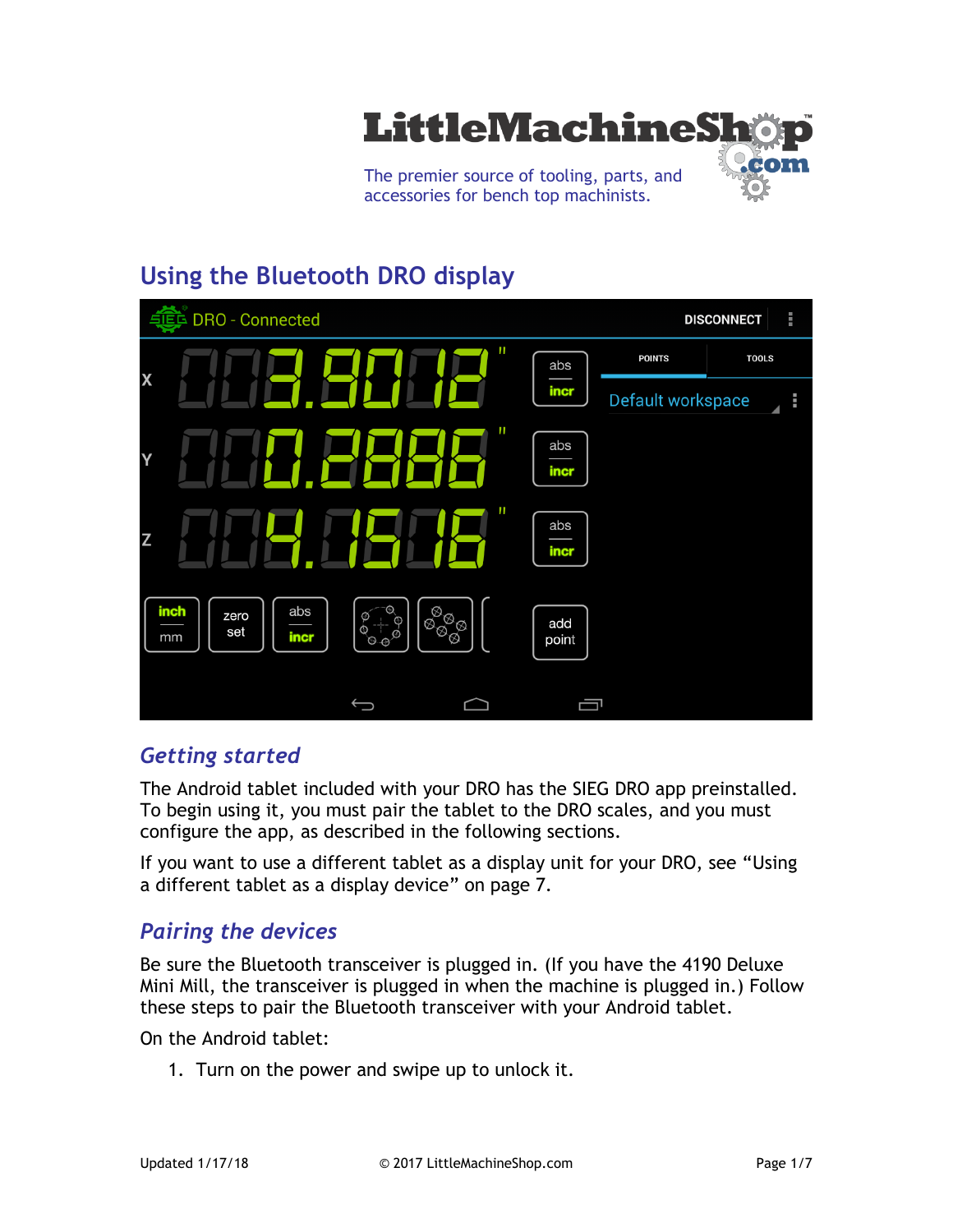# Using the Bluetooth DRO display

## Getting started

The Android tablet included with your DRO has the SIEG DRO app preinstalled. To begin using it, you must pair the tablet to the DRO scales, and you must configure the app, as described in the following sections.

If you want to use a different tablet as a display unit for your DRO, see "Using a different tablet as a display device" on page 7.

## Pairing the devices

Be sure the Bluetooth transceiver is plugged in. (If you have the 4190 Deluxe Mini Mill, the transceiver is plugged in when the machine is plugged in.) Follow these steps to pair the Bluetooth transceiver with your Android tablet.

On the Android tablet:

1. Turn on the power and swipe up to unlock it.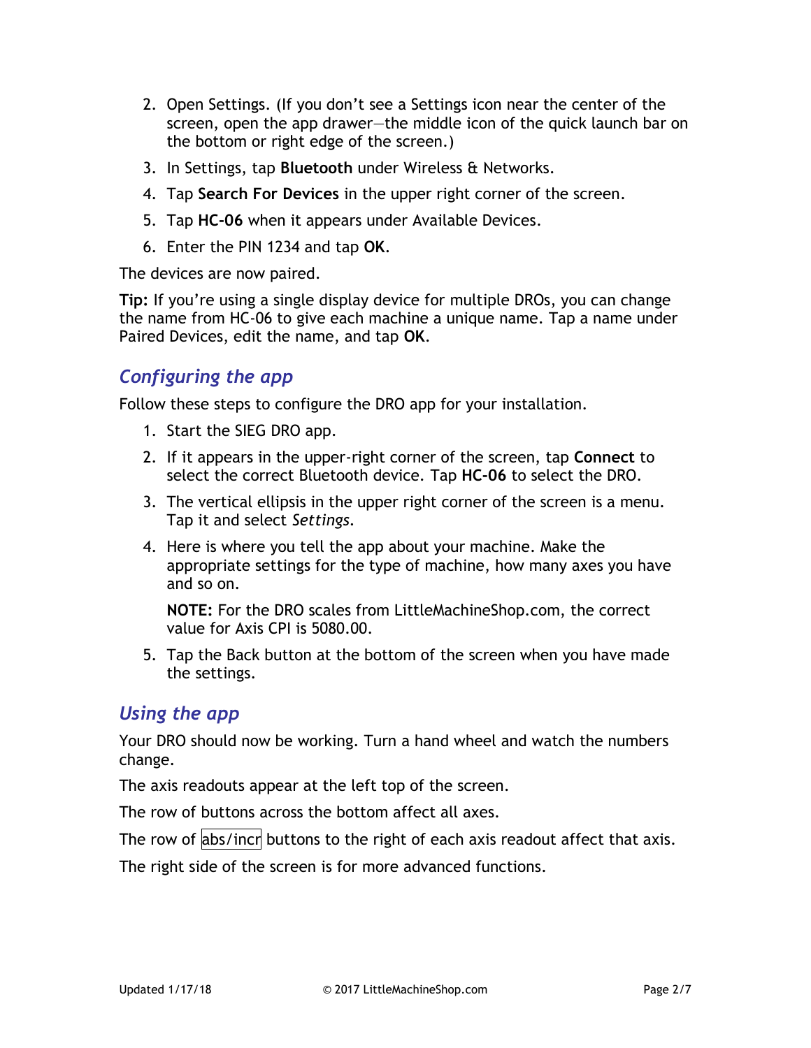2. Open Settings. (If you don't see a Settings icon near the center of the screen, open the app drawer—the middle icon of the quick launch bar on the bottom or right edge of the screen.)
3. In Settings, tap **Bluetooth** under Wireless & Networks.
4. Tap **Search For Devices** in the upper right corner of the screen.
5. Tap **HC-06** when it appears under Available Devices.
6. Enter the PIN 1234 and tap **OK**.

The devices are now paired.

**Tip:** If you're using a single display device for multiple DROs, you can change the name from HC-06 to give each machine a unique name. Tap a name under Paired Devices, edit the name, and tap **OK**.

## *Configuring the app*

Follow these steps to configure the DRO app for your installation.

1. Start the SIEG DRO app.
2. If it appears in the upper-right corner of the screen, tap **Connect** to select the correct Bluetooth device. Tap **HC-06** to select the DRO.
3. The vertical ellipsis in the upper right corner of the screen is a menu. Tap it and select *Settings*.
4. Here is where you tell the app about your machine. Make the appropriate settings for the type of machine, how many axes you have and so on.

   **NOTE:** For the DRO scales from LittleMachineShop.com, the correct value for Axis CPI is 5080.00.
5. Tap the Back button at the bottom of the screen when you have made the settings.

## *Using the app*

Your DRO should now be working. Turn a hand wheel and watch the numbers change.

The axis readouts appear at the left top of the screen.

The row of buttons across the bottom affect all axes.

The row of abs/incr buttons to the right of each axis readout affect that axis.

The right side of the screen is for more advanced functions.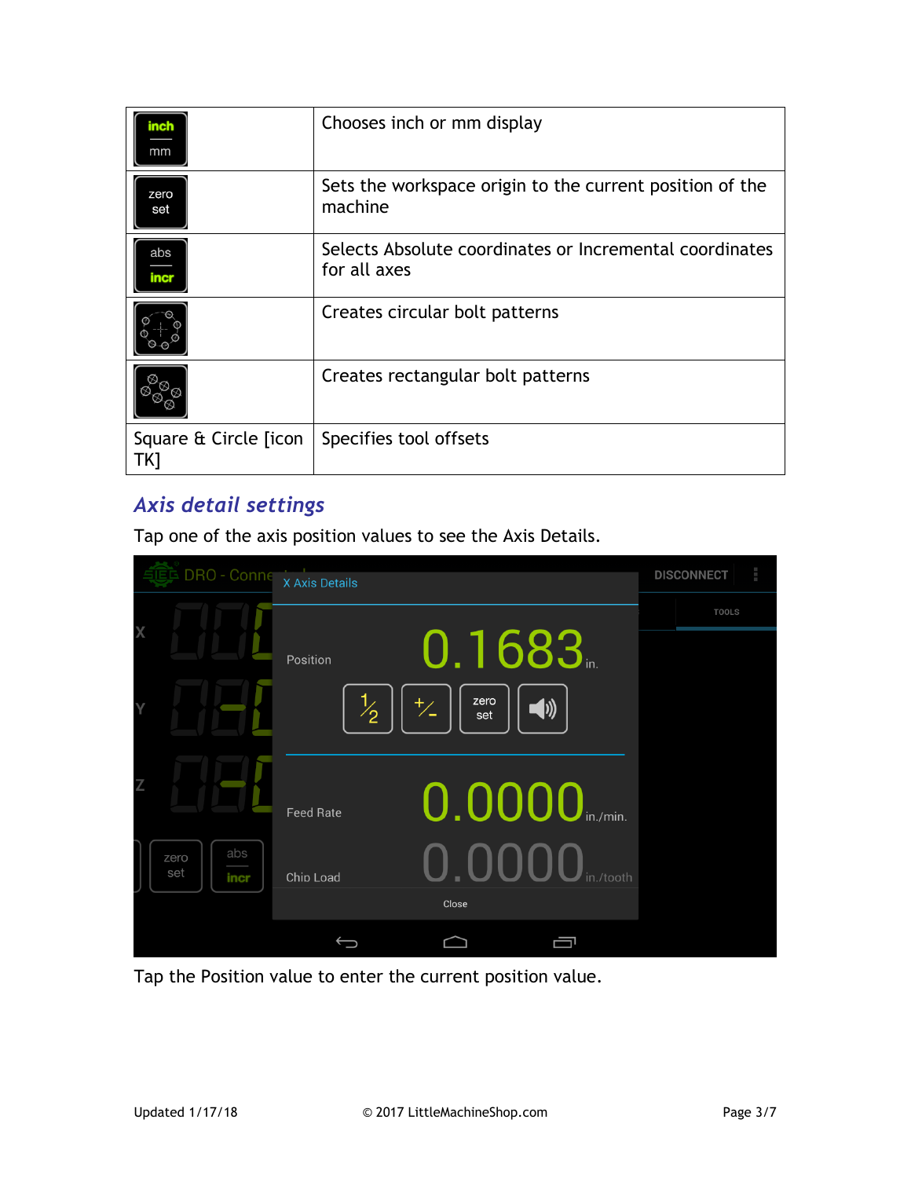| | |
|---|---|
| inch / mm | Chooses inch or mm display |
| zero set | Sets the workspace origin to the current position of the machine |
| abs / incr | Selects Absolute coordinates or Incremental coordinates for all axes |
| | Creates circular bolt patterns |
| | Creates rectangular bolt patterns |
| Square & Circle [icon TK] | Specifies tool offsets |

## *Axis detail settings*

Tap one of the axis position values to see the Axis Details.

Tap the Position value to enter the current position value.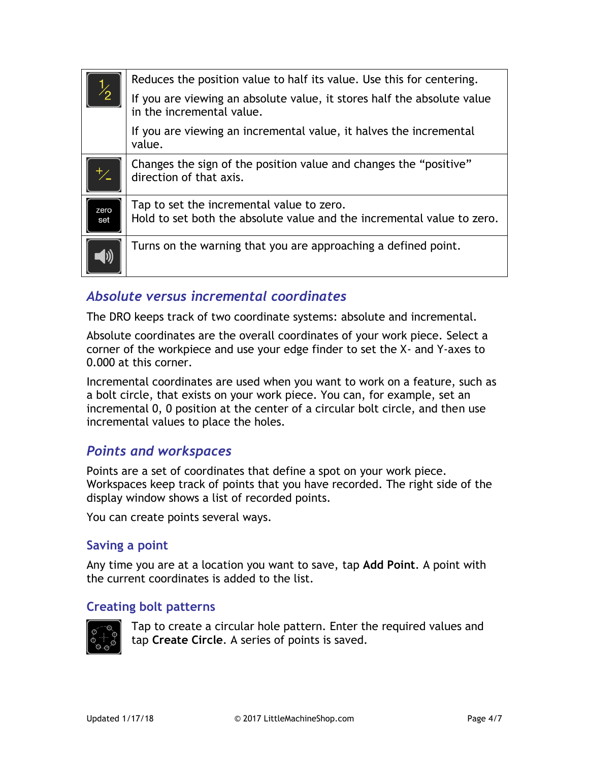| | |
|---|---|
| ½ | Reduces the position value to half its value. Use this for centering.<br>If you are viewing an absolute value, it stores half the absolute value in the incremental value.<br>If you are viewing an incremental value, it halves the incremental value. |
| +/− | Changes the sign of the position value and changes the “positive” direction of that axis. |
| zero set | Tap to set the incremental value to zero.<br>Hold to set both the absolute value and the incremental value to zero. |
| | Turns on the warning that you are approaching a defined point. |

## *Absolute versus incremental coordinates*

The DRO keeps track of two coordinate systems: absolute and incremental.

Absolute coordinates are the overall coordinates of your work piece. Select a corner of the workpiece and use your edge finder to set the X- and Y-axes to 0.000 at this corner.

Incremental coordinates are used when you want to work on a feature, such as a bolt circle, that exists on your work piece. You can, for example, set an incremental 0, 0 position at the center of a circular bolt circle, and then use incremental values to place the holes.

## *Points and workspaces*

Points are a set of coordinates that define a spot on your work piece. Workspaces keep track of points that you have recorded. The right side of the display window shows a list of recorded points.

You can create points several ways.

### Saving a point

Any time you are at a location you want to save, tap **Add Point**. A point with the current coordinates is added to the list.

### Creating bolt patterns

Tap to create a circular hole pattern. Enter the required values and tap **Create Circle**. A series of points is saved.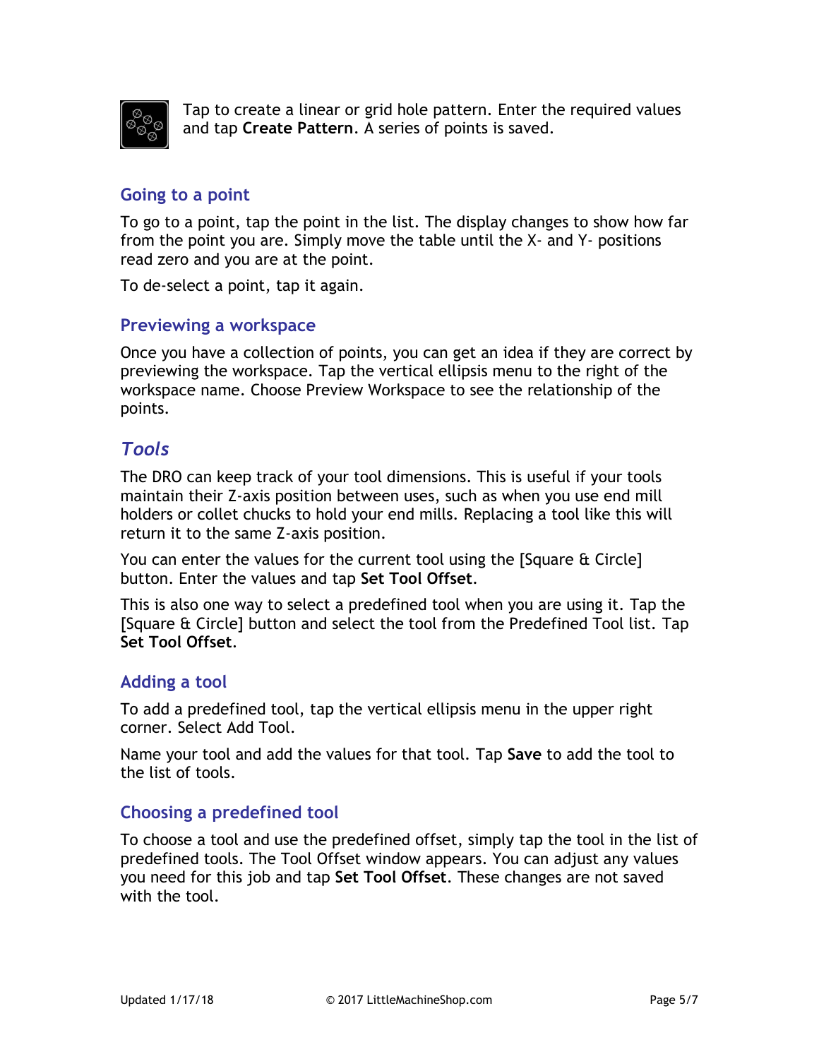Tap to create a linear or grid hole pattern. Enter the required values and tap **Create Pattern**. A series of points is saved.

### Going to a point

To go to a point, tap the point in the list. The display changes to show how far from the point you are. Simply move the table until the X- and Y- positions read zero and you are at the point.

To de-select a point, tap it again.

### Previewing a workspace

Once you have a collection of points, you can get an idea if they are correct by previewing the workspace. Tap the vertical ellipsis menu to the right of the workspace name. Choose Preview Workspace to see the relationship of the points.

## *Tools*

The DRO can keep track of your tool dimensions. This is useful if your tools maintain their Z-axis position between uses, such as when you use end mill holders or collet chucks to hold your end mills. Replacing a tool like this will return it to the same Z-axis position.

You can enter the values for the current tool using the [Square & Circle] button. Enter the values and tap **Set Tool Offset**.

This is also one way to select a predefined tool when you are using it. Tap the [Square & Circle] button and select the tool from the Predefined Tool list. Tap **Set Tool Offset**.

### Adding a tool

To add a predefined tool, tap the vertical ellipsis menu in the upper right corner. Select Add Tool.

Name your tool and add the values for that tool. Tap **Save** to add the tool to the list of tools.

### Choosing a predefined tool

To choose a tool and use the predefined offset, simply tap the tool in the list of predefined tools. The Tool Offset window appears. You can adjust any values you need for this job and tap **Set Tool Offset**. These changes are not saved with the tool.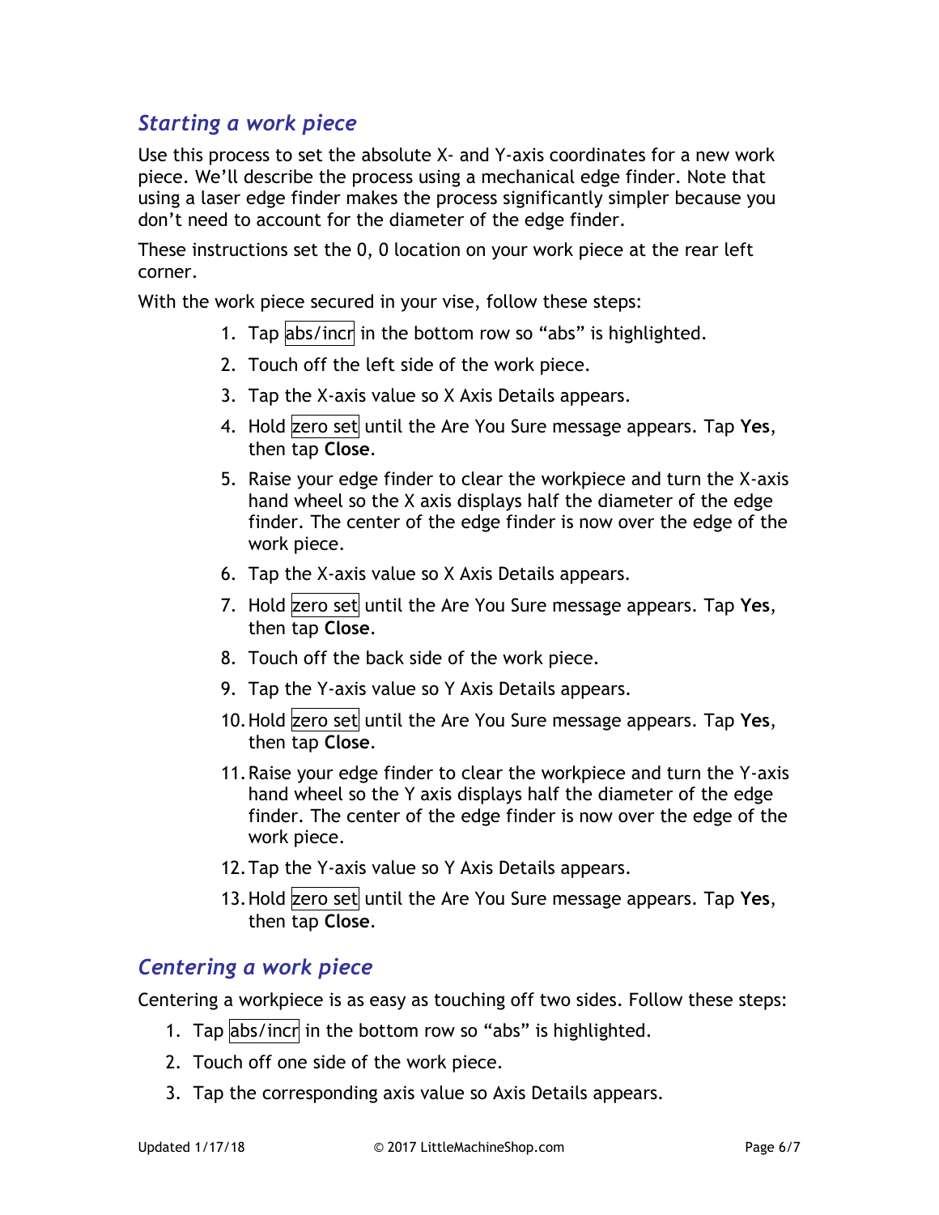### *Starting a work piece*

Use this process to set the absolute X- and Y-axis coordinates for a new work piece. We'll describe the process using a mechanical edge finder. Note that using a laser edge finder makes the process significantly simpler because you don't need to account for the diameter of the edge finder.

These instructions set the 0, 0 location on your work piece at the rear left corner.

With the work piece secured in your vise, follow these steps:

1. Tap abs/incr in the bottom row so "abs" is highlighted.
2. Touch off the left side of the work piece.
3. Tap the X-axis value so X Axis Details appears.
4. Hold zero set until the Are You Sure message appears. Tap **Yes**, then tap **Close**.
5. Raise your edge finder to clear the workpiece and turn the X-axis hand wheel so the X axis displays half the diameter of the edge finder. The center of the edge finder is now over the edge of the work piece.
6. Tap the X-axis value so X Axis Details appears.
7. Hold zero set until the Are You Sure message appears. Tap **Yes**, then tap **Close**.
8. Touch off the back side of the work piece.
9. Tap the Y-axis value so Y Axis Details appears.
10. Hold zero set until the Are You Sure message appears. Tap **Yes**, then tap **Close**.
11. Raise your edge finder to clear the workpiece and turn the Y-axis hand wheel so the Y axis displays half the diameter of the edge finder. The center of the edge finder is now over the edge of the work piece.
12. Tap the Y-axis value so Y Axis Details appears.
13. Hold zero set until the Are You Sure message appears. Tap **Yes**, then tap **Close**.

### *Centering a work piece*

Centering a workpiece is as easy as touching off two sides. Follow these steps:

1. Tap abs/incr in the bottom row so "abs" is highlighted.
2. Touch off one side of the work piece.
3. Tap the corresponding axis value so Axis Details appears.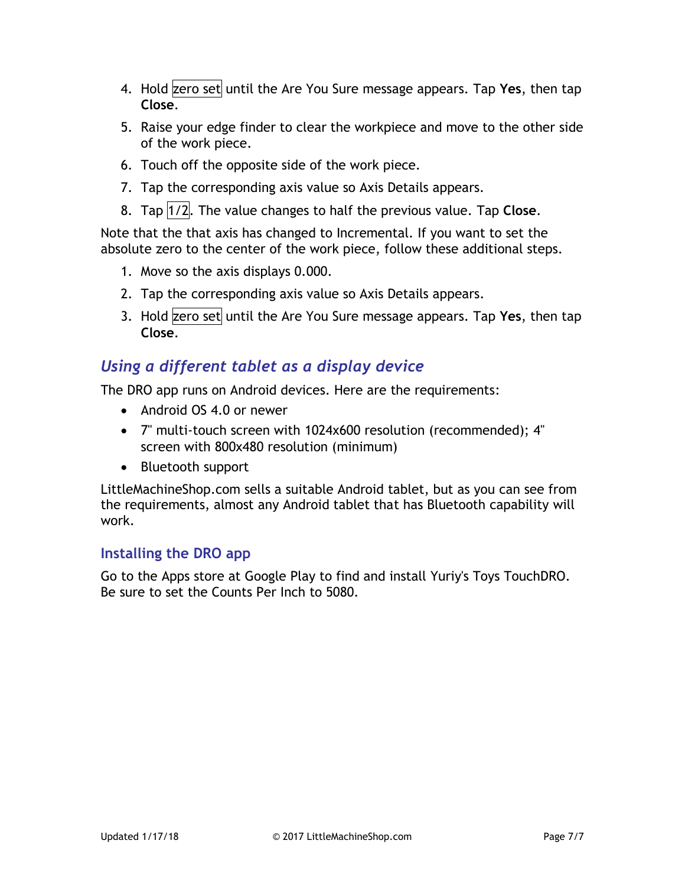4. Hold zero set until the Are You Sure message appears. Tap **Yes**, then tap **Close**.
5. Raise your edge finder to clear the workpiece and move to the other side of the work piece.
6. Touch off the opposite side of the work piece.
7. Tap the corresponding axis value so Axis Details appears.
8. Tap 1/2. The value changes to half the previous value. Tap **Close**.

Note that the that axis has changed to Incremental. If you want to set the absolute zero to the center of the work piece, follow these additional steps.

1. Move so the axis displays 0.000.
2. Tap the corresponding axis value so Axis Details appears.
3. Hold zero set until the Are You Sure message appears. Tap **Yes**, then tap **Close**.

## *Using a different tablet as a display device*

The DRO app runs on Android devices. Here are the requirements:

- Android OS 4.0 or newer
- 7" multi-touch screen with 1024x600 resolution (recommended); 4" screen with 800x480 resolution (minimum)
- Bluetooth support

LittleMachineShop.com sells a suitable Android tablet, but as you can see from the requirements, almost any Android tablet that has Bluetooth capability will work.

### Installing the DRO app

Go to the Apps store at Google Play to find and install Yuriy's Toys TouchDRO. Be sure to set the Counts Per Inch to 5080.